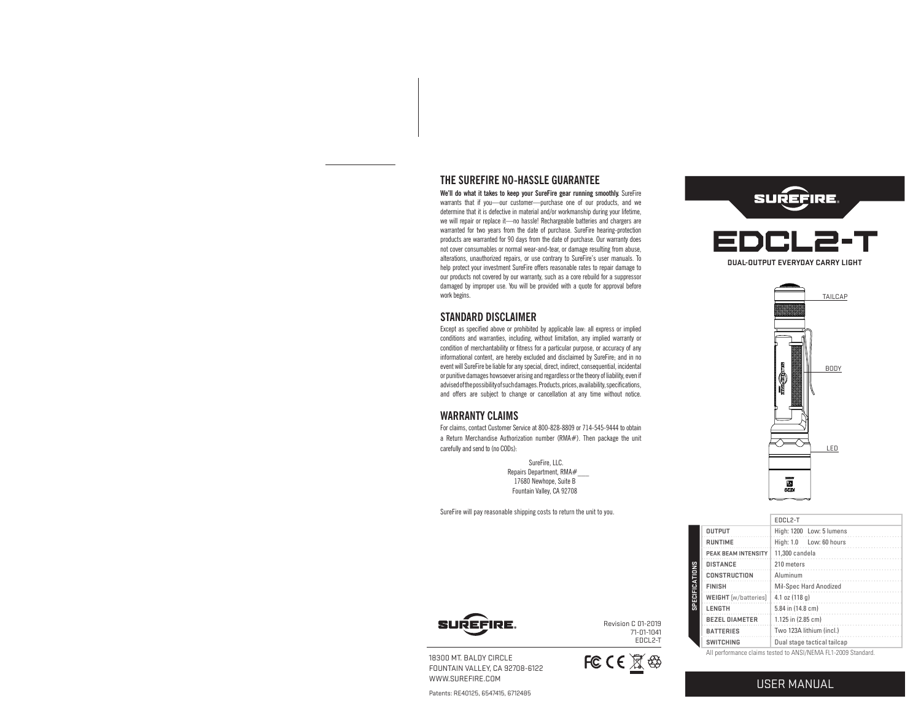## THE SUREFIRE NO-HASSLE GUARANTEE

**We'll do what it takes to keep your SureFire gear running smoothly.** SureFire warrants that if you—our customer—purchase one of our products, and we determine that it is defective in material and/or workmanship during your lifetime, we will repair or replace it—no hassle! Rechargeable batteries and chargers are warranted for two years from the date of purchase. SureFire hearing-protection products are warranted for 90 days from the date of purchase. Our warranty does not cover consumables or normal wear-and-tear, or damage resulting from abuse, alterations, unauthorized repairs, or use contrary to SureFire's user manuals. To help protect your investment SureFire offers reasonable rates to repair damage to our products not covered by our warranty, such as a core rebuild for a suppressor damaged by improper use. You will be provided with a quote for approval before work begins.

## STANDARD DISCLAIMER

Except as specified above or prohibited by applicable law: all express or implied conditions and warranties, including, without limitation, any implied warranty or condition of merchantability or fitness for a particular purpose, or accuracy of any informational content, are hereby excluded and disclaimed by SureFire; and in no event will SureFire be liable for any special, direct, indirect, consequential, incidental or punitive damages howsoever arising and regardless or the theory of liability, even if advised of the possibility of such damages. Products, prices, availability, specifications, and offers are subject to change or cancellation at any time without notice.

## WARRANTY CLAIMS

For claims, contact Customer Service at 800-828-8809 or 714-545-9444 to obtain a Return Merchandise Authorization number (RMA#). Then package the unit carefully and send to (no CODs):

SureFire, LLC.
Repairs Department, RMA#___
17680 Newhope, Suite B
Fountain Valley, CA 92708

SureFire will pay reasonable shipping costs to return the unit to you.

SUREFIRE

Revision C 01-2019
71-01-1041
EDCL2-T

18300 MT. BALDY CIRCLE
FOUNTAIN VALLEY, CA 92708-6122
WWW.SUREFIRE.COM

Patents: RE40125, 6547415, 6712485

SUREFIRE

# EDCL2-T

**DUAL-OUTPUT EVERYDAY CARRY LIGHT**

TAILCAP

BODY

LED

| SPECIFICATIONS | EDCL2-T |
|---|---|
| OUTPUT | High: 1200 Low: 5 lumens |
| RUNTIME | High: 1.0 Low: 60 hours |
| PEAK BEAM INTENSITY | 11,300 candela |
| DISTANCE | 210 meters |
| CONSTRUCTION | Aluminum |
| FINISH | Mil-Spec Hard Anodized |
| WEIGHT (w/batteries) | 4.1 oz (118 g) |
| LENGTH | 5.84 in (14.8 cm) |
| BEZEL DIAMETER | 1.125 in (2.85 cm) |
| BATTERIES | Two 123A lithium (incl.) |
| SWITCHING | Dual stage tactical tailcap |

All performance claims tested to ANSI/NEMA FL1-2009 Standard.

USER MANUAL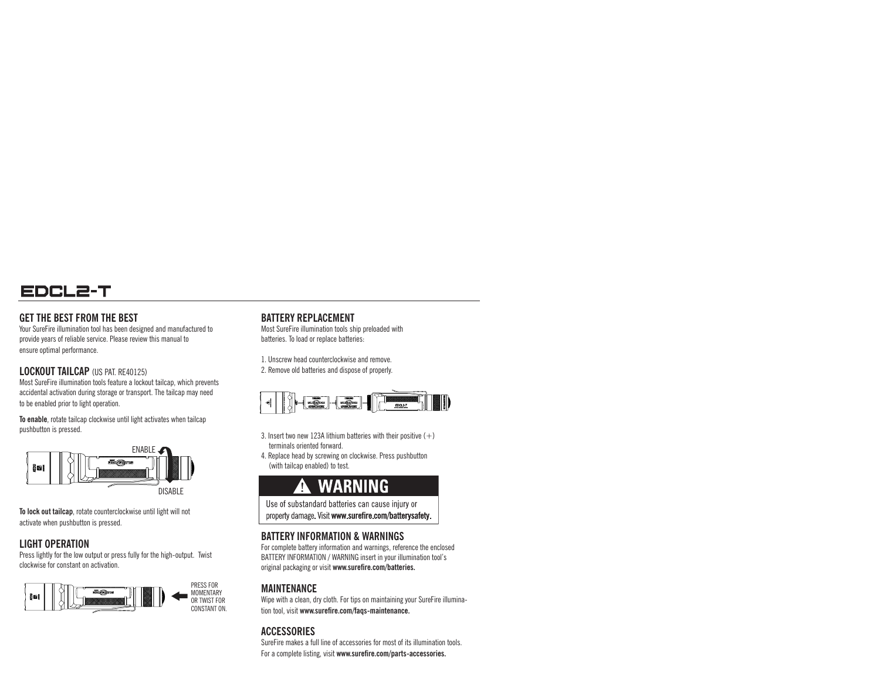# EDCL2-T

## GET THE BEST FROM THE BEST

Your SureFire illumination tool has been designed and manufactured to provide years of reliable service. Please review this manual to ensure optimal performance.

## LOCKOUT TAILCAP (US PAT. RE40125)

Most SureFire illumination tools feature a lockout tailcap, which prevents accidental activation during storage or transport. The tailcap may need to be enabled prior to light operation.

**To enable**, rotate tailcap clockwise until light activates when tailcap pushbutton is pressed.

ENABLE

DISABLE

**To lock out tailcap**, rotate counterclockwise until light will not activate when pushbutton is pressed.

## LIGHT OPERATION

Press lightly for the low output or press fully for the high-output. Twist clockwise for constant on activation.

PRESS FOR MOMENTARY OR TWIST FOR CONSTANT ON.

## BATTERY REPLACEMENT

Most SureFire illumination tools ship preloaded with batteries. To load or replace batteries:

1. Unscrew head counterclockwise and remove.
2. Remove old batteries and dispose of properly.
3. Insert two new 123A lithium batteries with their positive (+) terminals oriented forward.
4. Replace head by screwing on clockwise. Press pushbutton (with tailcap enabled) to test.

## ⚠ WARNING

Use of substandard batteries can cause injury or property damage. Visit **www.surefire.com/batterysafety.**

## BATTERY INFORMATION & WARNINGS

For complete battery information and warnings, reference the enclosed BATTERY INFORMATION / WARNING insert in your illumination tool's original packaging or visit **www.surefire.com/batteries.**

## MAINTENANCE

Wipe with a clean, dry cloth. For tips on maintaining your SureFire illumination tool, visit **www.surefire.com/faqs-maintenance.**

## ACCESSORIES

SureFire makes a full line of accessories for most of its illumination tools. For a complete listing, visit **www.surefire.com/parts-accessories.**